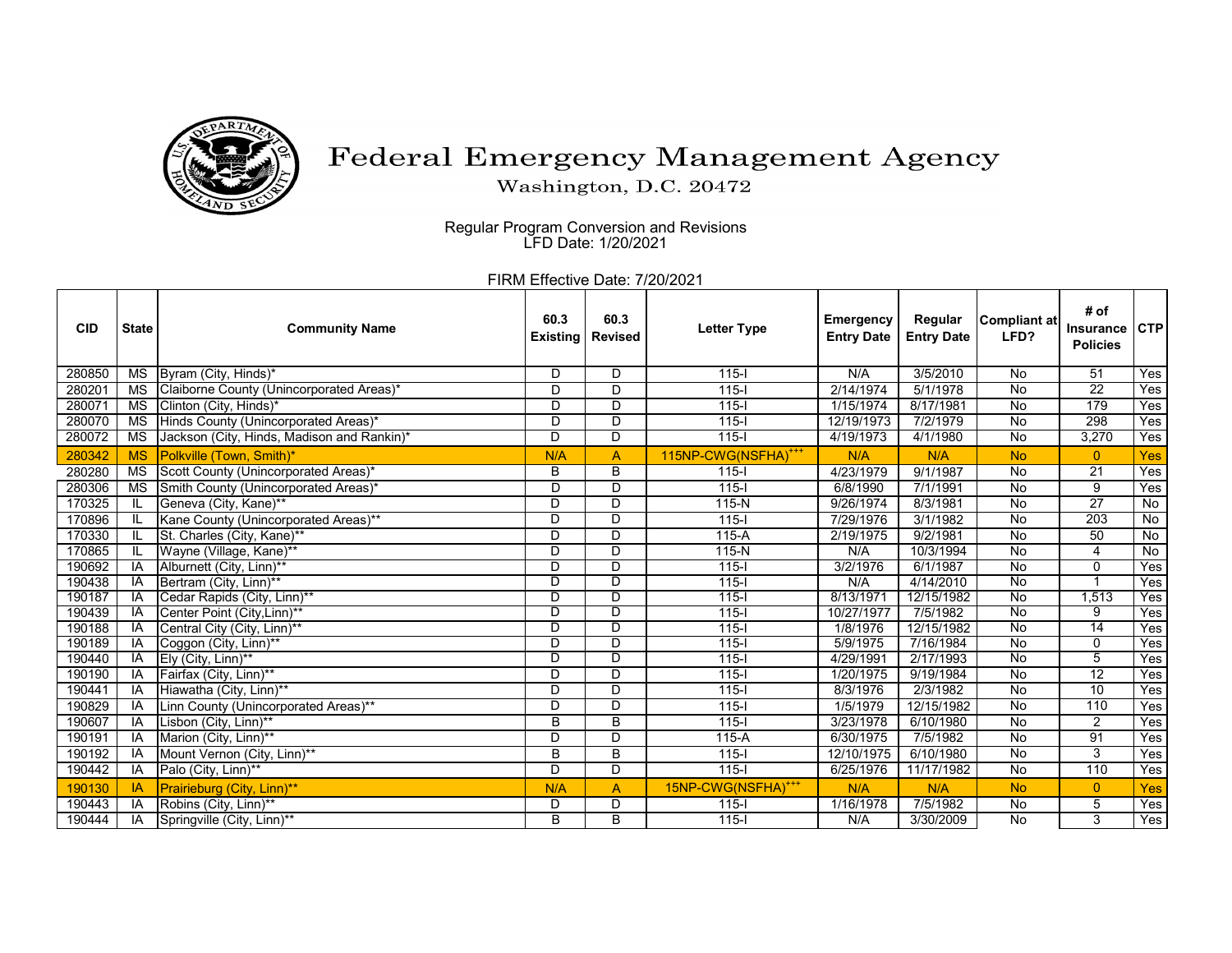# Federal Emergency Management Agency

Washington, D.C. 20472

Regular Program Conversion and Revisions
LFD Date: 1/20/2021

FIRM Effective Date: 7/20/2021

| CID | State | Community Name | 60.3 Existing | 60.3 Revised | Letter Type | Emergency Entry Date | Regular Entry Date | Compliant at LFD? | # of Insurance Policies | CTP |
|---|---|---|---|---|---|---|---|---|---|---|
| 280850 | MS | Byram (City, Hinds)* | D | D | 115-I | N/A | 3/5/2010 | No | 51 | Yes |
| 280201 | MS | Claiborne County (Unincorporated Areas)* | D | D | 115-I | 2/14/1974 | 5/1/1978 | No | 22 | Yes |
| 280071 | MS | Clinton (City, Hinds)* | D | D | 115-I | 1/15/1974 | 8/17/1981 | No | 179 | Yes |
| 280070 | MS | Hinds County (Unincorporated Areas)* | D | D | 115-I | 12/19/1973 | 7/2/1979 | No | 298 | Yes |
| 280072 | MS | Jackson (City, Hinds, Madison and Rankin)* | D | D | 115-I | 4/19/1973 | 4/1/1980 | No | 3,270 | Yes |
| 280342 | MS | Polkville (Town, Smith)* | N/A | A | 115NP-CWG(NSFHA)+++ | N/A | N/A | No | 0 | Yes |
| 280280 | MS | Scott County (Unincorporated Areas)* | B | B | 115-I | 4/23/1979 | 9/1/1987 | No | 21 | Yes |
| 280306 | MS | Smith County (Unincorporated Areas)* | D | D | 115-I | 6/8/1990 | 7/1/1991 | No | 9 | Yes |
| 170325 | IL | Geneva (City, Kane)** | D | D | 115-N | 9/26/1974 | 8/3/1981 | No | 27 | No |
| 170896 | IL | Kane County (Unincorporated Areas)** | D | D | 115-I | 7/29/1976 | 3/1/1982 | No | 203 | No |
| 170330 | IL | St. Charles (City, Kane)** | D | D | 115-A | 2/19/1975 | 9/2/1981 | No | 50 | No |
| 170865 | IL | Wayne (Village, Kane)** | D | D | 115-N | N/A | 10/3/1994 | No | 4 | No |
| 190692 | IA | Alburnett (City, Linn)** | D | D | 115-I | 3/2/1976 | 6/1/1987 | No | 0 | Yes |
| 190438 | IA | Bertram (City, Linn)** | D | D | 115-I | N/A | 4/14/2010 | No | 1 | Yes |
| 190187 | IA | Cedar Rapids (City, Linn)** | D | D | 115-I | 8/13/1971 | 12/15/1982 | No | 1,513 | Yes |
| 190439 | IA | Center Point (City,Linn)** | D | D | 115-I | 10/27/1977 | 7/5/1982 | No | 9 | Yes |
| 190188 | IA | Central City (City, Linn)** | D | D | 115-I | 1/8/1976 | 12/15/1982 | No | 14 | Yes |
| 190189 | IA | Coggon (City, Linn)** | D | D | 115-I | 5/9/1975 | 7/16/1984 | No | 0 | Yes |
| 190440 | IA | Ely (City, Linn)** | D | D | 115-I | 4/29/1991 | 2/17/1993 | No | 5 | Yes |
| 190190 | IA | Fairfax (City, Linn)** | D | D | 115-I | 1/20/1975 | 9/19/1984 | No | 12 | Yes |
| 190441 | IA | Hiawatha (City, Linn)** | D | D | 115-I | 8/3/1976 | 2/3/1982 | No | 10 | Yes |
| 190829 | IA | Linn County (Unincorporated Areas)** | D | D | 115-I | 1/5/1979 | 12/15/1982 | No | 110 | Yes |
| 190607 | IA | Lisbon (City, Linn)** | B | B | 115-I | 3/23/1978 | 6/10/1980 | No | 2 | Yes |
| 190191 | IA | Marion (City, Linn)** | D | D | 115-A | 6/30/1975 | 7/5/1982 | No | 91 | Yes |
| 190192 | IA | Mount Vernon (City, Linn)** | B | B | 115-I | 12/10/1975 | 6/10/1980 | No | 3 | Yes |
| 190442 | IA | Palo (City, Linn)** | D | D | 115-I | 6/25/1976 | 11/17/1982 | No | 110 | Yes |
| 190130 | IA | Prairieburg (City, Linn)** | N/A | A | 15NP-CWG(NSFHA)+++ | N/A | N/A | No | 0 | Yes |
| 190443 | IA | Robins (City, Linn)** | D | D | 115-I | 1/16/1978 | 7/5/1982 | No | 5 | Yes |
| 190444 | IA | Springville (City, Linn)** | B | B | 115-I | N/A | 3/30/2009 | No | 3 | Yes |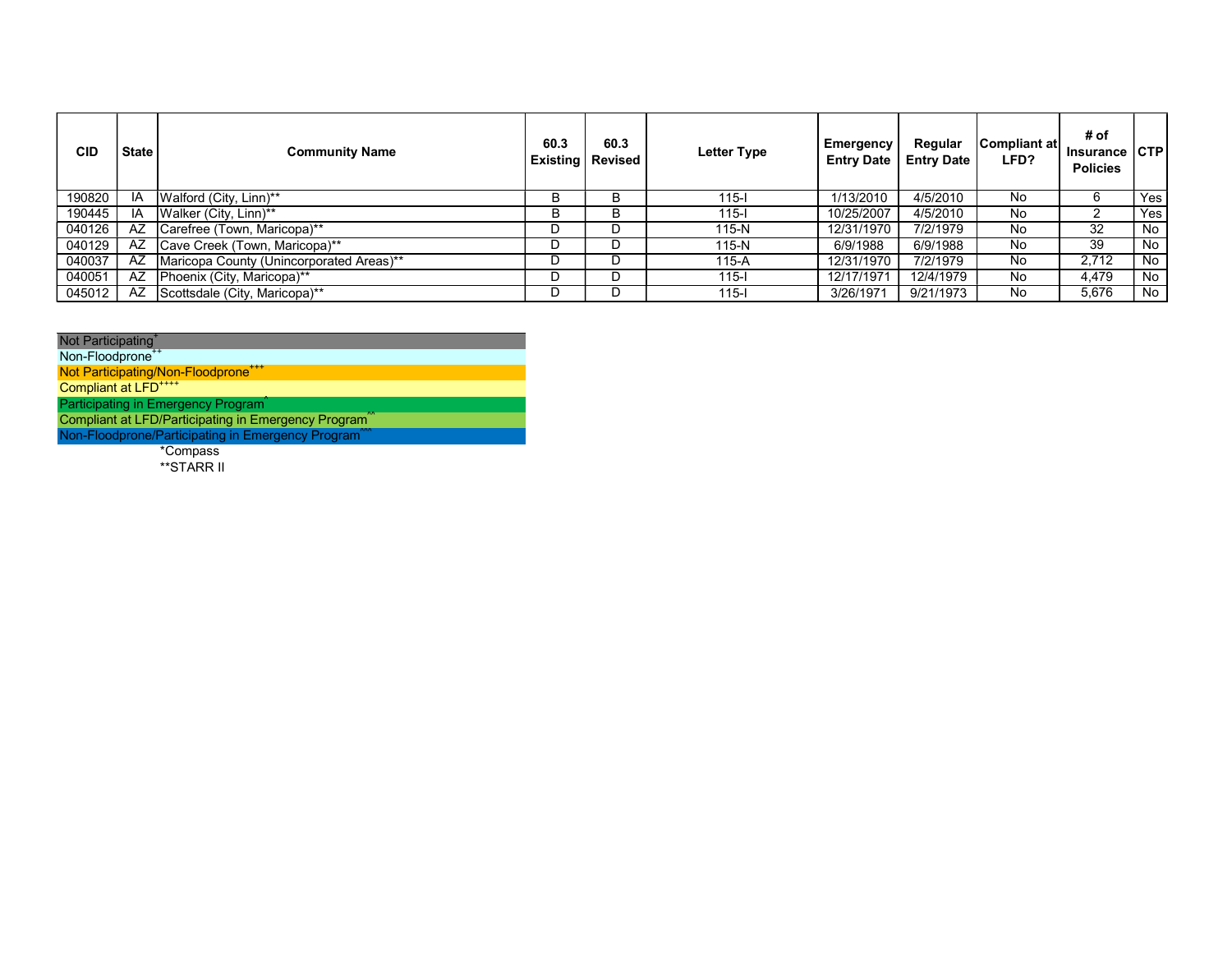| CID | State | Community Name | 60.3 Existing | 60.3 Revised | Letter Type | Emergency Entry Date | Regular Entry Date | Compliant at LFD? | # of Insurance Policies | CTP |
|---|---|---|---|---|---|---|---|---|---|---|
| 190820 | IA | Walford (City, Linn)** | B | B | 115-I | 1/13/2010 | 4/5/2010 | No | 6 | Yes |
| 190445 | IA | Walker (City, Linn)** | B | B | 115-I | 10/25/2007 | 4/5/2010 | No | 2 | Yes |
| 040126 | AZ | Carefree (Town, Maricopa)** | D | D | 115-N | 12/31/1970 | 7/2/1979 | No | 32 | No |
| 040129 | AZ | Cave Creek (Town, Maricopa)** | D | D | 115-N | 6/9/1988 | 6/9/1988 | No | 39 | No |
| 040037 | AZ | Maricopa County (Unincorporated Areas)** | D | D | 115-A | 12/31/1970 | 7/2/1979 | No | 2,712 | No |
| 040051 | AZ | Phoenix (City, Maricopa)** | D | D | 115-I | 12/17/1971 | 12/4/1979 | No | 4,479 | No |
| 045012 | AZ | Scottsdale (City, Maricopa)** | D | D | 115-I | 3/26/1971 | 9/21/1973 | No | 5,676 | No |

Not Participating[+]

Non-Floodprone[++]

Not Participating/Non-Floodprone[+++]

Compliant at LFD[++++]

Participating in Emergency Program[^]

Compliant at LFD/Participating in Emergency Program[^^]

Non-Floodprone/Participating in Emergency Program[^^^]

*Compass

**STARR II